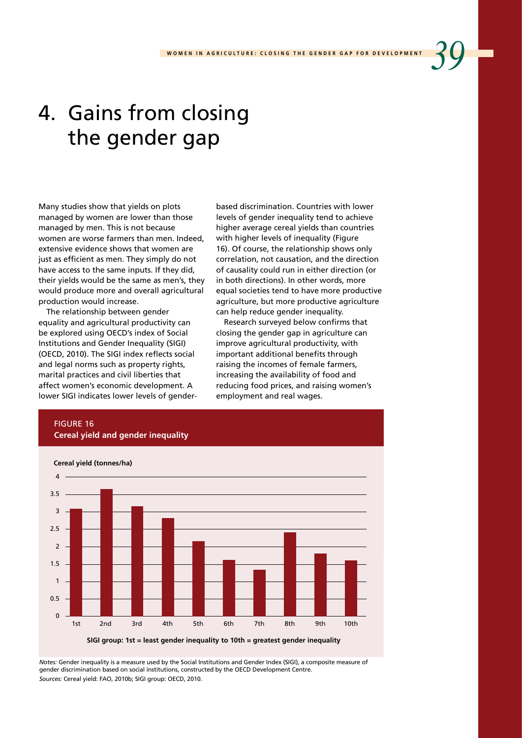# 4. Gains from closing the gender gap

Many studies show that yields on plots managed by women are lower than those managed by men. This is not because women are worse farmers than men. Indeed, extensive evidence shows that women are just as efficient as men. They simply do not have access to the same inputs. If they did, their yields would be the same as men's, they would produce more and overall agricultural production would increase.

The relationship between gender equality and agricultural productivity can be explored using OECD's index of Social Institutions and Gender Inequality (SIGI) (OECD, 2010). The SIGI index reflects social and legal norms such as property rights, marital practices and civil liberties that affect women's economic development. A lower SIGI indicates lower levels of gender-based discrimination. Countries with lower levels of gender inequality tend to achieve higher average cereal yields than countries with higher levels of inequality (Figure 16). Of course, the relationship shows only correlation, not causation, and the direction of causality could run in either direction (or in both directions). In other words, more equal societies tend to have more productive agriculture, but more productive agriculture can help reduce gender inequality.

Research surveyed below confirms that closing the gender gap in agriculture can improve agricultural productivity, with important additional benefits through raising the incomes of female farmers, increasing the availability of food and reducing food prices, and raising women's employment and real wages.

FIGURE 16
**Cereal yield and gender inequality**

**Cereal yield (tonnes/ha)**

| SIGI group | Cereal yield (tonnes/ha) (approx.) |
|---|---|
| 1st | 3.1 |
| 2nd | 3.65 |
| 3rd | 3.15 |
| 4th | 2.8 |
| 5th | 2.15 |
| 6th | 1.6 |
| 7th | 1.35 |
| 8th | 2.4 |
| 9th | 1.8 |
| 10th | 1.6 |

**SIGI group: 1st = least gender inequality to 10th = greatest gender inequality**

*Notes:* Gender inequality is a measure used by the Social Institutions and Gender Index (SIGI), a composite measure of gender discrimination based on social institutions, constructed by the OECD Development Centre.
*Sources:* Cereal yield: FAO, 2010b; SIGI group: OECD, 2010.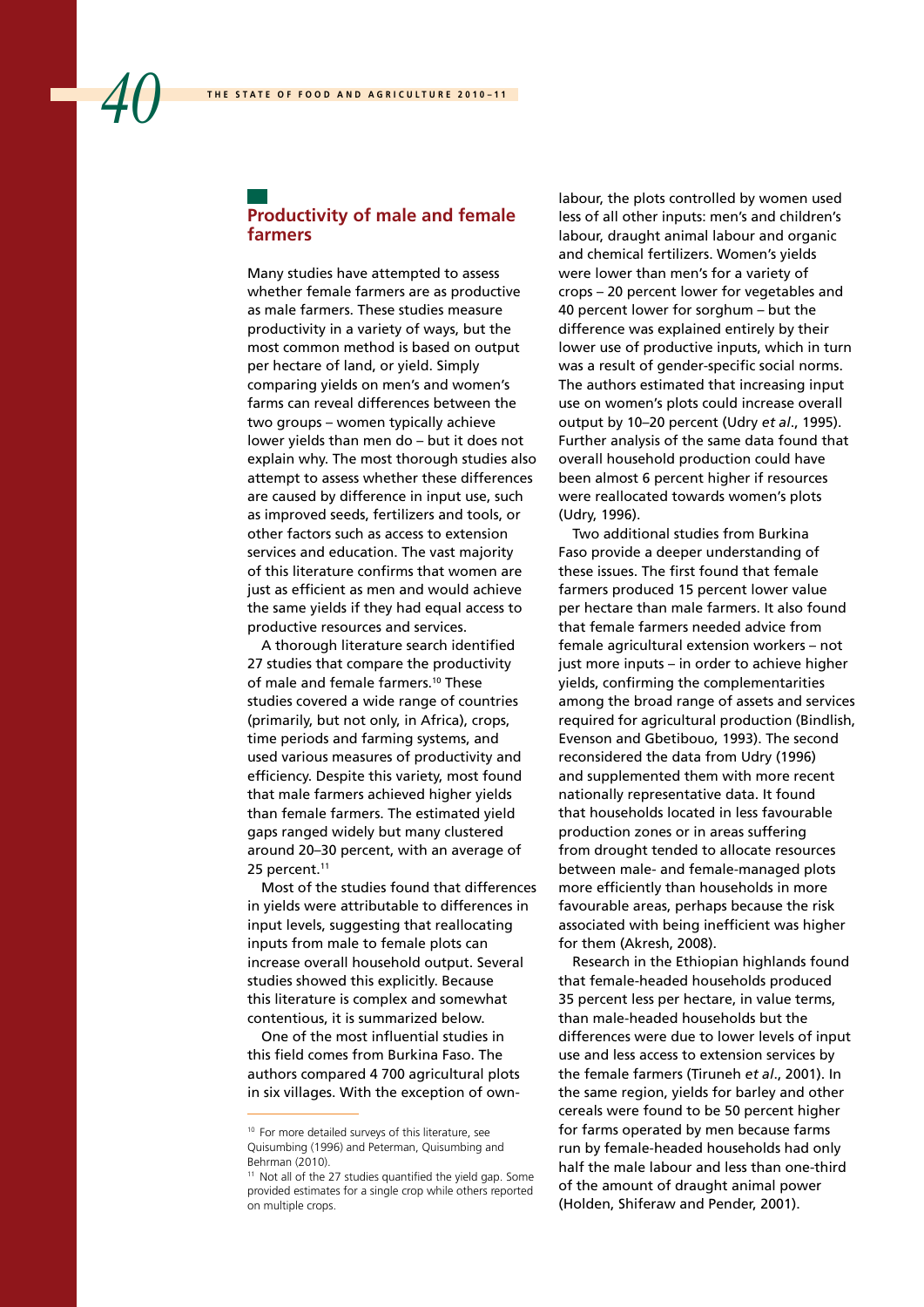## Productivity of male and female farmers

Many studies have attempted to assess whether female farmers are as productive as male farmers. These studies measure productivity in a variety of ways, but the most common method is based on output per hectare of land, or yield. Simply comparing yields on men's and women's farms can reveal differences between the two groups – women typically achieve lower yields than men do – but it does not explain why. The most thorough studies also attempt to assess whether these differences are caused by difference in input use, such as improved seeds, fertilizers and tools, or other factors such as access to extension services and education. The vast majority of this literature confirms that women are just as efficient as men and would achieve the same yields if they had equal access to productive resources and services.

A thorough literature search identified 27 studies that compare the productivity of male and female farmers.[10] These studies covered a wide range of countries (primarily, but not only, in Africa), crops, time periods and farming systems, and used various measures of productivity and efficiency. Despite this variety, most found that male farmers achieved higher yields than female farmers. The estimated yield gaps ranged widely but many clustered around 20–30 percent, with an average of 25 percent.[11]

Most of the studies found that differences in yields were attributable to differences in input levels, suggesting that reallocating inputs from male to female plots can increase overall household output. Several studies showed this explicitly. Because this literature is complex and somewhat contentious, it is summarized below.

One of the most influential studies in this field comes from Burkina Faso. The authors compared 4 700 agricultural plots in six villages. With the exception of own-labour, the plots controlled by women used less of all other inputs: men's and children's labour, draught animal labour and organic and chemical fertilizers. Women's yields were lower than men's for a variety of crops – 20 percent lower for vegetables and 40 percent lower for sorghum – but the difference was explained entirely by their lower use of productive inputs, which in turn was a result of gender-specific social norms. The authors estimated that increasing input use on women's plots could increase overall output by 10–20 percent (Udry *et al*., 1995). Further analysis of the same data found that overall household production could have been almost 6 percent higher if resources were reallocated towards women's plots (Udry, 1996).

Two additional studies from Burkina Faso provide a deeper understanding of these issues. The first found that female farmers produced 15 percent lower value per hectare than male farmers. It also found that female farmers needed advice from female agricultural extension workers – not just more inputs – in order to achieve higher yields, confirming the complementarities among the broad range of assets and services required for agricultural production (Bindlish, Evenson and Gbetibouo, 1993). The second reconsidered the data from Udry (1996) and supplemented them with more recent nationally representative data. It found that households located in less favourable production zones or in areas suffering from drought tended to allocate resources between male- and female-managed plots more efficiently than households in more favourable areas, perhaps because the risk associated with being inefficient was higher for them (Akresh, 2008).

Research in the Ethiopian highlands found that female-headed households produced 35 percent less per hectare, in value terms, than male-headed households but the differences were due to lower levels of input use and less access to extension services by the female farmers (Tiruneh *et al*., 2001). In the same region, yields for barley and other cereals were found to be 50 percent higher for farms operated by men because farms run by female-headed households had only half the male labour and less than one-third of the amount of draught animal power (Holden, Shiferaw and Pender, 2001).

---

[10] For more detailed surveys of this literature, see Quisumbing (1996) and Peterman, Quisumbing and Behrman (2010).

[11] Not all of the 27 studies quantified the yield gap. Some provided estimates for a single crop while others reported on multiple crops.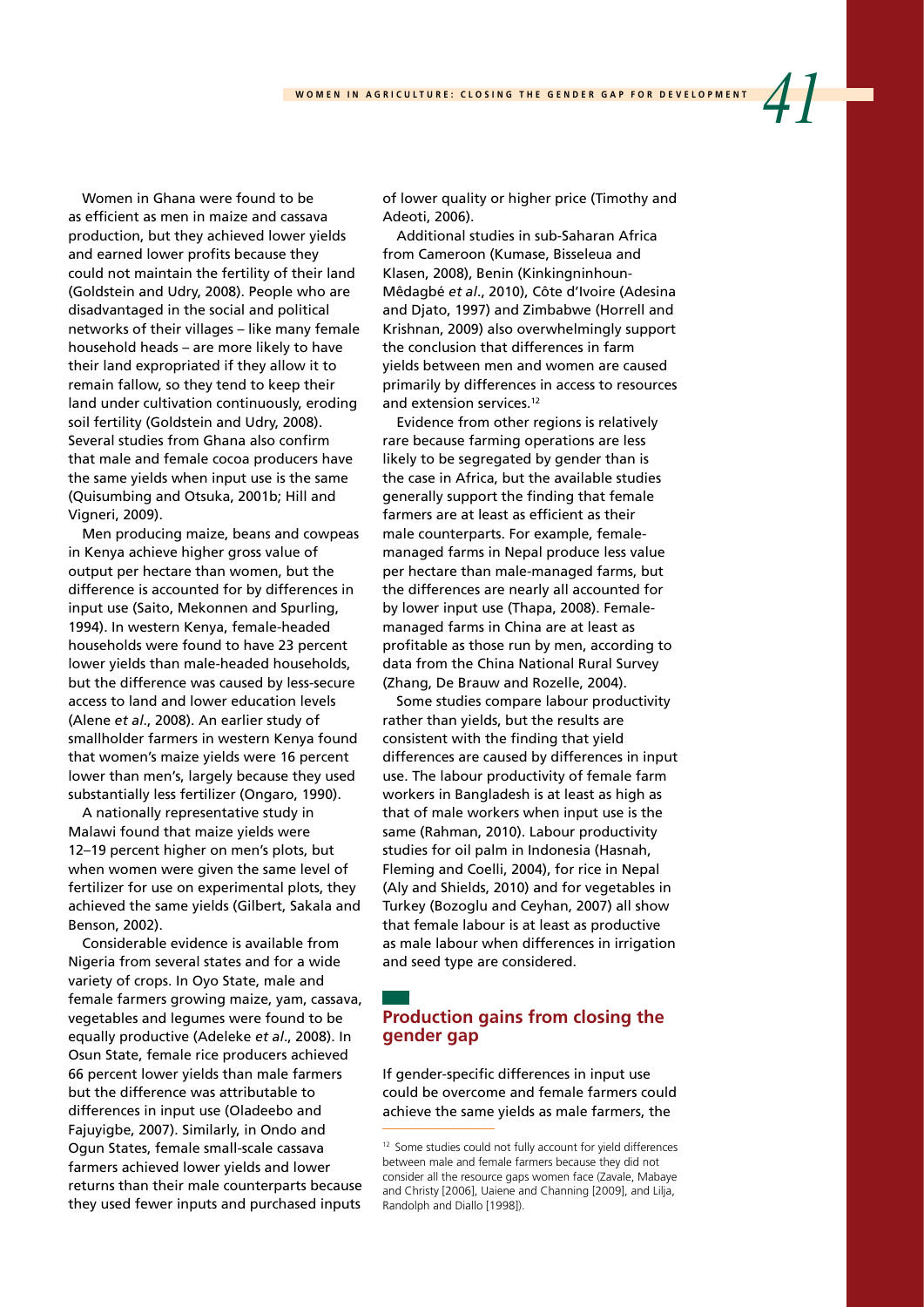Women in Ghana were found to be as efficient as men in maize and cassava production, but they achieved lower yields and earned lower profits because they could not maintain the fertility of their land (Goldstein and Udry, 2008). People who are disadvantaged in the social and political networks of their villages – like many female household heads – are more likely to have their land expropriated if they allow it to remain fallow, so they tend to keep their land under cultivation continuously, eroding soil fertility (Goldstein and Udry, 2008). Several studies from Ghana also confirm that male and female cocoa producers have the same yields when input use is the same (Quisumbing and Otsuka, 2001b; Hill and Vigneri, 2009).

Men producing maize, beans and cowpeas in Kenya achieve higher gross value of output per hectare than women, but the difference is accounted for by differences in input use (Saito, Mekonnen and Spurling, 1994). In western Kenya, female-headed households were found to have 23 percent lower yields than male-headed households, but the difference was caused by less-secure access to land and lower education levels (Alene *et al*., 2008). An earlier study of smallholder farmers in western Kenya found that women's maize yields were 16 percent lower than men's, largely because they used substantially less fertilizer (Ongaro, 1990).

A nationally representative study in Malawi found that maize yields were 12–19 percent higher on men's plots, but when women were given the same level of fertilizer for use on experimental plots, they achieved the same yields (Gilbert, Sakala and Benson, 2002).

Considerable evidence is available from Nigeria from several states and for a wide variety of crops. In Oyo State, male and female farmers growing maize, yam, cassava, vegetables and legumes were found to be equally productive (Adeleke *et al*., 2008). In Osun State, female rice producers achieved 66 percent lower yields than male farmers but the difference was attributable to differences in input use (Oladeebo and Fajuyigbe, 2007). Similarly, in Ondo and Ogun States, female small-scale cassava farmers achieved lower yields and lower returns than their male counterparts because they used fewer inputs and purchased inputs of lower quality or higher price (Timothy and Adeoti, 2006).

Additional studies in sub-Saharan Africa from Cameroon (Kumase, Bisseleua and Klasen, 2008), Benin (Kinkingninhoun-Mêdagbé *et al*., 2010), Côte d'Ivoire (Adesina and Djato, 1997) and Zimbabwe (Horrell and Krishnan, 2009) also overwhelmingly support the conclusion that differences in farm yields between men and women are caused primarily by differences in access to resources and extension services.[12]

Evidence from other regions is relatively rare because farming operations are less likely to be segregated by gender than is the case in Africa, but the available studies generally support the finding that female farmers are at least as efficient as their male counterparts. For example, female-managed farms in Nepal produce less value per hectare than male-managed farms, but the differences are nearly all accounted for by lower input use (Thapa, 2008). Female-managed farms in China are at least as profitable as those run by men, according to data from the China National Rural Survey (Zhang, De Brauw and Rozelle, 2004).

Some studies compare labour productivity rather than yields, but the results are consistent with the finding that yield differences are caused by differences in input use. The labour productivity of female farm workers in Bangladesh is at least as high as that of male workers when input use is the same (Rahman, 2010). Labour productivity studies for oil palm in Indonesia (Hasnah, Fleming and Coelli, 2004), for rice in Nepal (Aly and Shields, 2010) and for vegetables in Turkey (Bozoglu and Ceyhan, 2007) all show that female labour is at least as productive as male labour when differences in irrigation and seed type are considered.

## Production gains from closing the gender gap

If gender-specific differences in input use could be overcome and female farmers could achieve the same yields as male farmers, the

[12] Some studies could not fully account for yield differences between male and female farmers because they did not consider all the resource gaps women face (Zavale, Mabaye and Christy [2006], Uaiene and Channing [2009], and Lilja, Randolph and Diallo [1998]).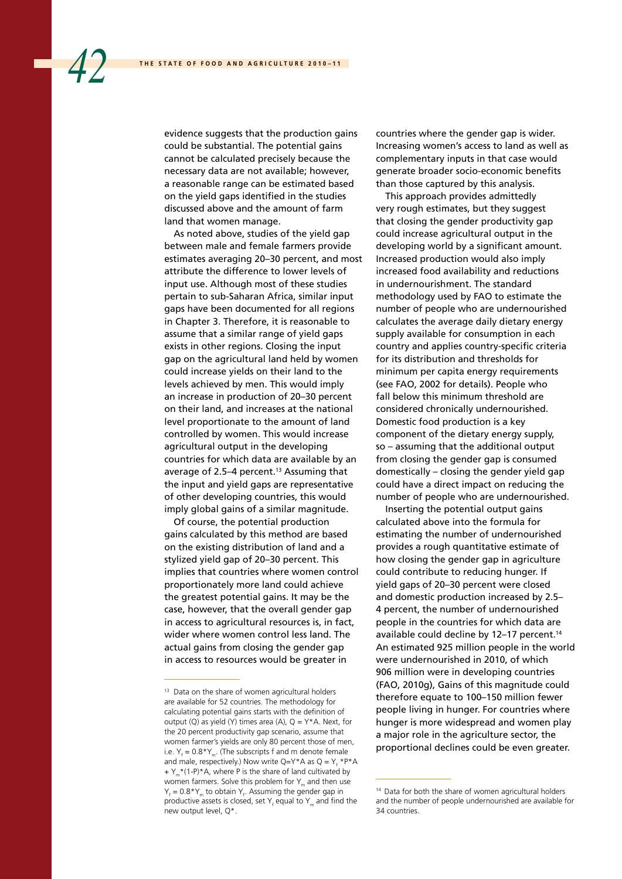evidence suggests that the production gains could be substantial. The potential gains cannot be calculated precisely because the necessary data are not available; however, a reasonable range can be estimated based on the yield gaps identified in the studies discussed above and the amount of farm land that women manage.

As noted above, studies of the yield gap between male and female farmers provide estimates averaging 20–30 percent, and most attribute the difference to lower levels of input use. Although most of these studies pertain to sub-Saharan Africa, similar input gaps have been documented for all regions in Chapter 3. Therefore, it is reasonable to assume that a similar range of yield gaps exists in other regions. Closing the input gap on the agricultural land held by women could increase yields on their land to the levels achieved by men. This would imply an increase in production of 20–30 percent on their land, and increases at the national level proportionate to the amount of land controlled by women. This would increase agricultural output in the developing countries for which data are available by an average of 2.5–4 percent.[13] Assuming that the input and yield gaps are representative of other developing countries, this would imply global gains of a similar magnitude.

Of course, the potential production gains calculated by this method are based on the existing distribution of land and a stylized yield gap of 20–30 percent. This implies that countries where women control proportionately more land could achieve the greatest potential gains. It may be the case, however, that the overall gender gap in access to agricultural resources is, in fact, wider where women control less land. The actual gains from closing the gender gap in access to resources would be greater in countries where the gender gap is wider. Increasing women's access to land as well as complementary inputs in that case would generate broader socio-economic benefits than those captured by this analysis.

This approach provides admittedly very rough estimates, but they suggest that closing the gender productivity gap could increase agricultural output in the developing world by a significant amount. Increased production would also imply increased food availability and reductions in undernourishment. The standard methodology used by FAO to estimate the number of people who are undernourished calculates the average daily dietary energy supply available for consumption in each country and applies country-specific criteria for its distribution and thresholds for minimum per capita energy requirements (see FAO, 2002 for details). People who fall below this minimum threshold are considered chronically undernourished. Domestic food production is a key component of the dietary energy supply, so – assuming that the additional output from closing the gender gap is consumed domestically – closing the gender yield gap could have a direct impact on reducing the number of people who are undernourished.

Inserting the potential output gains calculated above into the formula for estimating the number of undernourished provides a rough quantitative estimate of how closing the gender gap in agriculture could contribute to reducing hunger. If yield gaps of 20–30 percent were closed and domestic production increased by 2.5–4 percent, the number of undernourished people in the countries for which data are available could decline by 12–17 percent.[14] An estimated 925 million people in the world were undernourished in 2010, of which 906 million were in developing countries (FAO, 2010g), Gains of this magnitude could therefore equate to 100–150 million fewer people living in hunger. For countries where hunger is more widespread and women play a major role in the agriculture sector, the proportional declines could be even greater.

---

[13] Data on the share of women agricultural holders are available for 52 countries. The methodology for calculating potential gains starts with the definition of output ($Q$) as yield ($Y$) times area ($A$), $Q = Y*A$. Next, for the 20 percent productivity gap scenario, assume that women farmer's yields are only 80 percent those of men, i.e. $Y_f = 0.8*Y_m$. (The subscripts f and m denote female and male, respectively.) Now write $Q=Y*A$ as $Q = Y_f*P*A + Y_m*(1-P)*A$, where $P$ is the share of land cultivated by women farmers. Solve this problem for $Y_m$ and then use $Y_f = 0.8*Y_m$ to obtain $Y_f$. Assuming the gender gap in productive assets is closed, set $Y_f$ equal to $Y_m$ and find the new output level, $Q^*$.

[14] Data for both the share of women agricultural holders and the number of people undernourished are available for 34 countries.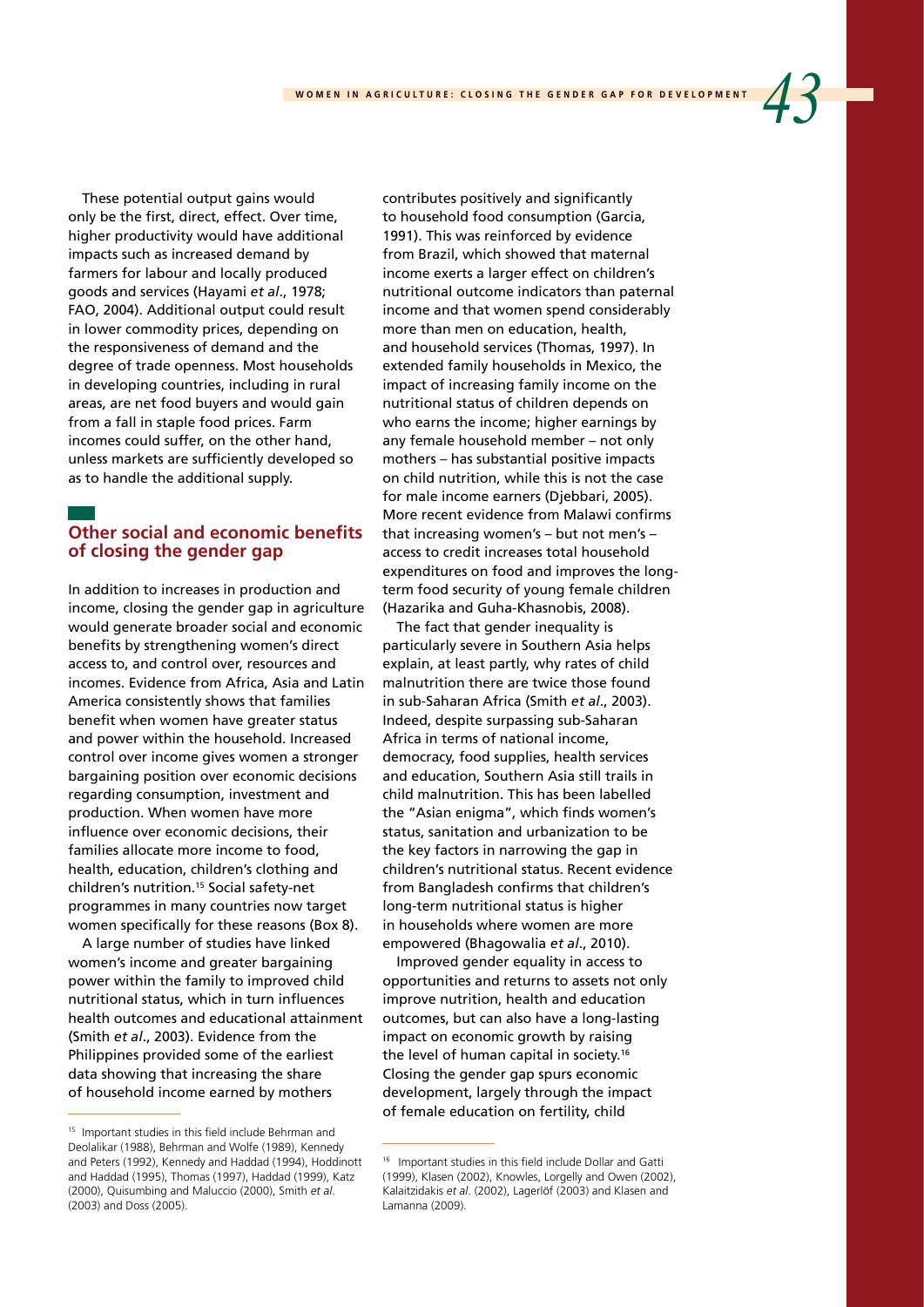These potential output gains would only be the first, direct, effect. Over time, higher productivity would have additional impacts such as increased demand by farmers for labour and locally produced goods and services (Hayami *et al*., 1978; FAO, 2004). Additional output could result in lower commodity prices, depending on the responsiveness of demand and the degree of trade openness. Most households in developing countries, including in rural areas, are net food buyers and would gain from a fall in staple food prices. Farm incomes could suffer, on the other hand, unless markets are sufficiently developed so as to handle the additional supply.

## Other social and economic benefits of closing the gender gap

In addition to increases in production and income, closing the gender gap in agriculture would generate broader social and economic benefits by strengthening women's direct access to, and control over, resources and incomes. Evidence from Africa, Asia and Latin America consistently shows that families benefit when women have greater status and power within the household. Increased control over income gives women a stronger bargaining position over economic decisions regarding consumption, investment and production. When women have more influence over economic decisions, their families allocate more income to food, health, education, children's clothing and children's nutrition.[15] Social safety-net programmes in many countries now target women specifically for these reasons (Box 8).

A large number of studies have linked women's income and greater bargaining power within the family to improved child nutritional status, which in turn influences health outcomes and educational attainment (Smith *et al*., 2003). Evidence from the Philippines provided some of the earliest data showing that increasing the share of household income earned by mothers contributes positively and significantly to household food consumption (Garcia, 1991). This was reinforced by evidence from Brazil, which showed that maternal income exerts a larger effect on children's nutritional outcome indicators than paternal income and that women spend considerably more than men on education, health, and household services (Thomas, 1997). In extended family households in Mexico, the impact of increasing family income on the nutritional status of children depends on who earns the income; higher earnings by any female household member – not only mothers – has substantial positive impacts on child nutrition, while this is not the case for male income earners (Djebbari, 2005). More recent evidence from Malawi confirms that increasing women's – but not men's – access to credit increases total household expenditures on food and improves the long-term food security of young female children (Hazarika and Guha-Khasnobis, 2008).

The fact that gender inequality is particularly severe in Southern Asia helps explain, at least partly, why rates of child malnutrition there are twice those found in sub-Saharan Africa (Smith *et al*., 2003). Indeed, despite surpassing sub-Saharan Africa in terms of national income, democracy, food supplies, health services and education, Southern Asia still trails in child malnutrition. This has been labelled the "Asian enigma", which finds women's status, sanitation and urbanization to be the key factors in narrowing the gap in children's nutritional status. Recent evidence from Bangladesh confirms that children's long-term nutritional status is higher in households where women are more empowered (Bhagowalia *et al*., 2010).

Improved gender equality in access to opportunities and returns to assets not only improve nutrition, health and education outcomes, but can also have a long-lasting impact on economic growth by raising the level of human capital in society.[16] Closing the gender gap spurs economic development, largely through the impact of female education on fertility, child

---

[15] Important studies in this field include Behrman and Deolalikar (1988), Behrman and Wolfe (1989), Kennedy and Peters (1992), Kennedy and Haddad (1994), Hoddinott and Haddad (1995), Thomas (1997), Haddad (1999), Katz (2000), Quisumbing and Maluccio (2000), Smith *et al*. (2003) and Doss (2005).

[16] Important studies in this field include Dollar and Gatti (1999), Klasen (2002), Knowles, Lorgelly and Owen (2002), Kalaitzidakis *et al*. (2002), Lagerlöf (2003) and Klasen and Lamanna (2009).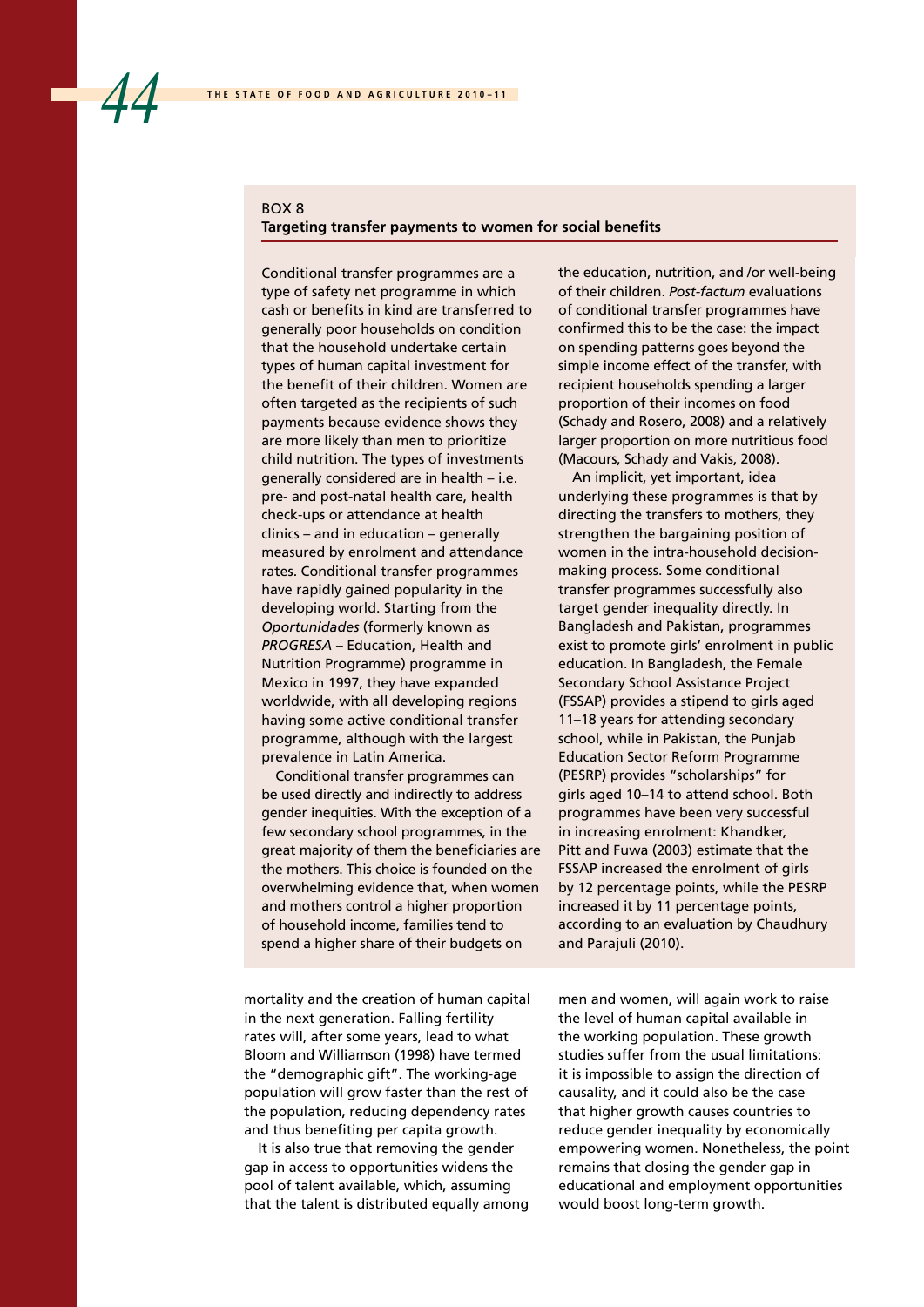**BOX 8**
**Targeting transfer payments to women for social benefits**

Conditional transfer programmes are a type of safety net programme in which cash or benefits in kind are transferred to generally poor households on condition that the household undertake certain types of human capital investment for the benefit of their children. Women are often targeted as the recipients of such payments because evidence shows they are more likely than men to prioritize child nutrition. The types of investments generally considered are in health – i.e. pre- and post-natal health care, health check-ups or attendance at health clinics – and in education – generally measured by enrolment and attendance rates. Conditional transfer programmes have rapidly gained popularity in the developing world. Starting from the *Oportunidades* (formerly known as *PROGRESA* – Education, Health and Nutrition Programme) programme in Mexico in 1997, they have expanded worldwide, with all developing regions having some active conditional transfer programme, although with the largest prevalence in Latin America.

Conditional transfer programmes can be used directly and indirectly to address gender inequities. With the exception of a few secondary school programmes, in the great majority of them the beneficiaries are the mothers. This choice is founded on the overwhelming evidence that, when women and mothers control a higher proportion of household income, families tend to spend a higher share of their budgets on the education, nutrition, and /or well-being of their children. *Post-factum* evaluations of conditional transfer programmes have confirmed this to be the case: the impact on spending patterns goes beyond the simple income effect of the transfer, with recipient households spending a larger proportion of their incomes on food (Schady and Rosero, 2008) and a relatively larger proportion on more nutritious food (Macours, Schady and Vakis, 2008).

An implicit, yet important, idea underlying these programmes is that by directing the transfers to mothers, they strengthen the bargaining position of women in the intra-household decision-making process. Some conditional transfer programmes successfully also target gender inequality directly. In Bangladesh and Pakistan, programmes exist to promote girls' enrolment in public education. In Bangladesh, the Female Secondary School Assistance Project (FSSAP) provides a stipend to girls aged 11–18 years for attending secondary school, while in Pakistan, the Punjab Education Sector Reform Programme (PESRP) provides "scholarships" for girls aged 10–14 to attend school. Both programmes have been very successful in increasing enrolment: Khandker, Pitt and Fuwa (2003) estimate that the FSSAP increased the enrolment of girls by 12 percentage points, while the PESRP increased it by 11 percentage points, according to an evaluation by Chaudhury and Parajuli (2010).

---

mortality and the creation of human capital in the next generation. Falling fertility rates will, after some years, lead to what Bloom and Williamson (1998) have termed the "demographic gift". The working-age population will grow faster than the rest of the population, reducing dependency rates and thus benefiting per capita growth.

It is also true that removing the gender gap in access to opportunities widens the pool of talent available, which, assuming that the talent is distributed equally among men and women, will again work to raise the level of human capital available in the working population. These growth studies suffer from the usual limitations: it is impossible to assign the direction of causality, and it could also be the case that higher growth causes countries to reduce gender inequality by economically empowering women. Nonetheless, the point remains that closing the gender gap in educational and employment opportunities would boost long-term growth.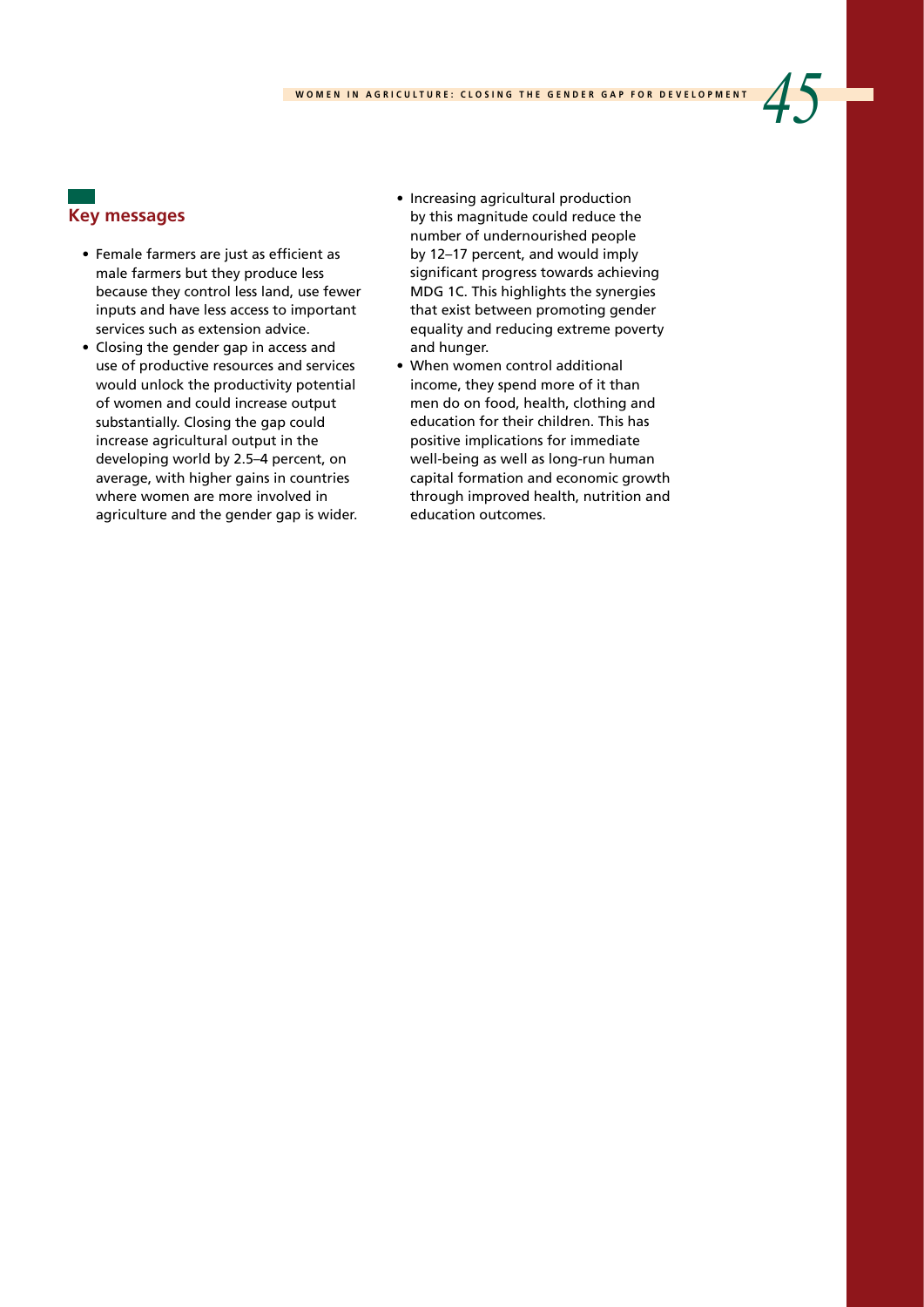## Key messages

- Female farmers are just as efficient as male farmers but they produce less because they control less land, use fewer inputs and have less access to important services such as extension advice.
- Closing the gender gap in access and use of productive resources and services would unlock the productivity potential of women and could increase output substantially. Closing the gap could increase agricultural output in the developing world by 2.5–4 percent, on average, with higher gains in countries where women are more involved in agriculture and the gender gap is wider.
- Increasing agricultural production by this magnitude could reduce the number of undernourished people by 12–17 percent, and would imply significant progress towards achieving MDG 1C. This highlights the synergies that exist between promoting gender equality and reducing extreme poverty and hunger.
- When women control additional income, they spend more of it than men do on food, health, clothing and education for their children. This has positive implications for immediate well-being as well as long-run human capital formation and economic growth through improved health, nutrition and education outcomes.